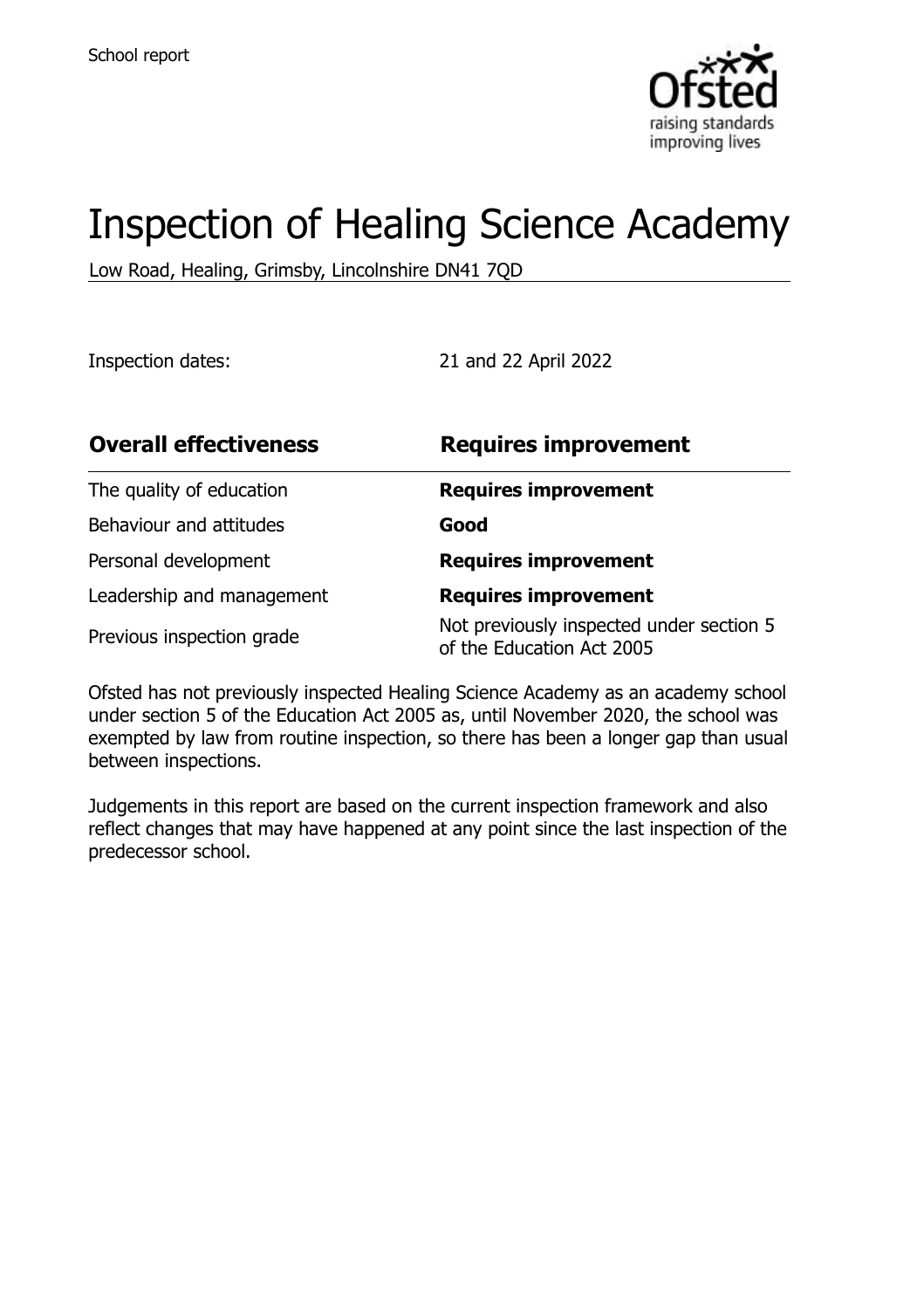School report

# Inspection of Healing Science Academy

Low Road, Healing, Grimsby, Lincolnshire DN41 7QD

Inspection dates: 21 and 22 April 2022

| **Overall effectiveness** | **Requires improvement** |
|---|---|
| The quality of education | **Requires improvement** |
| Behaviour and attitudes | **Good** |
| Personal development | **Requires improvement** |
| Leadership and management | **Requires improvement** |
| Previous inspection grade | Not previously inspected under section 5 of the Education Act 2005 |

Ofsted has not previously inspected Healing Science Academy as an academy school under section 5 of the Education Act 2005 as, until November 2020, the school was exempted by law from routine inspection, so there has been a longer gap than usual between inspections.

Judgements in this report are based on the current inspection framework and also reflect changes that may have happened at any point since the last inspection of the predecessor school.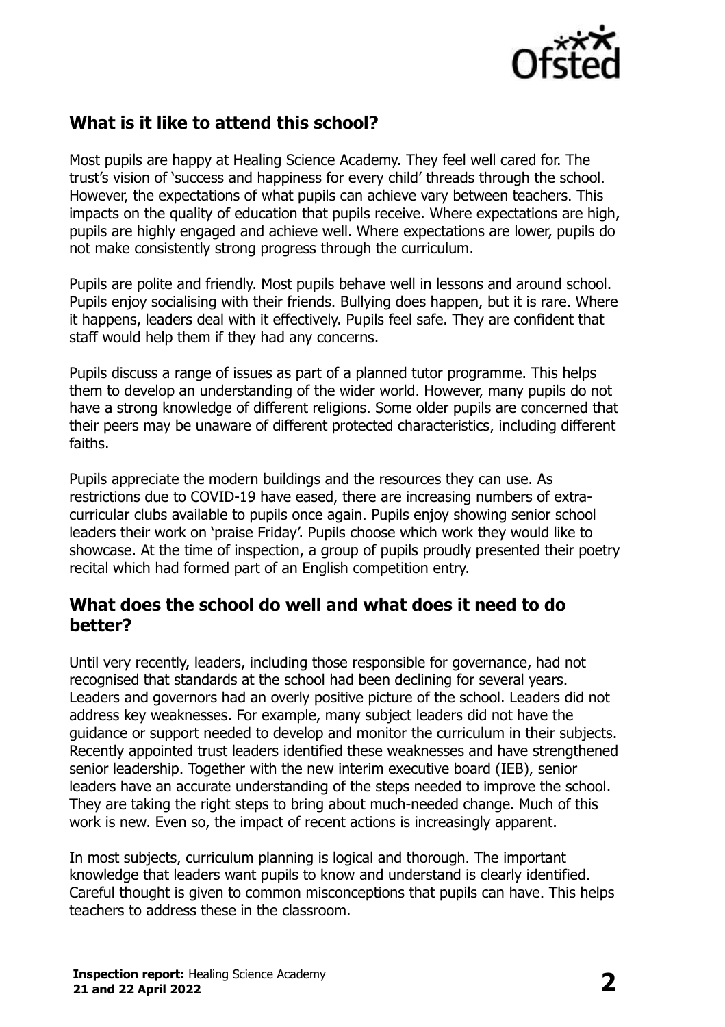## What is it like to attend this school?

Most pupils are happy at Healing Science Academy. They feel well cared for. The trust's vision of 'success and happiness for every child' threads through the school. However, the expectations of what pupils can achieve vary between teachers. This impacts on the quality of education that pupils receive. Where expectations are high, pupils are highly engaged and achieve well. Where expectations are lower, pupils do not make consistently strong progress through the curriculum.

Pupils are polite and friendly. Most pupils behave well in lessons and around school. Pupils enjoy socialising with their friends. Bullying does happen, but it is rare. Where it happens, leaders deal with it effectively. Pupils feel safe. They are confident that staff would help them if they had any concerns.

Pupils discuss a range of issues as part of a planned tutor programme. This helps them to develop an understanding of the wider world. However, many pupils do not have a strong knowledge of different religions. Some older pupils are concerned that their peers may be unaware of different protected characteristics, including different faiths.

Pupils appreciate the modern buildings and the resources they can use. As restrictions due to COVID-19 have eased, there are increasing numbers of extra-curricular clubs available to pupils once again. Pupils enjoy showing senior school leaders their work on 'praise Friday'. Pupils choose which work they would like to showcase. At the time of inspection, a group of pupils proudly presented their poetry recital which had formed part of an English competition entry.

## What does the school do well and what does it need to do better?

Until very recently, leaders, including those responsible for governance, had not recognised that standards at the school had been declining for several years. Leaders and governors had an overly positive picture of the school. Leaders did not address key weaknesses. For example, many subject leaders did not have the guidance or support needed to develop and monitor the curriculum in their subjects. Recently appointed trust leaders identified these weaknesses and have strengthened senior leadership. Together with the new interim executive board (IEB), senior leaders have an accurate understanding of the steps needed to improve the school. They are taking the right steps to bring about much-needed change. Much of this work is new. Even so, the impact of recent actions is increasingly apparent.

In most subjects, curriculum planning is logical and thorough. The important knowledge that leaders want pupils to know and understand is clearly identified. Careful thought is given to common misconceptions that pupils can have. This helps teachers to address these in the classroom.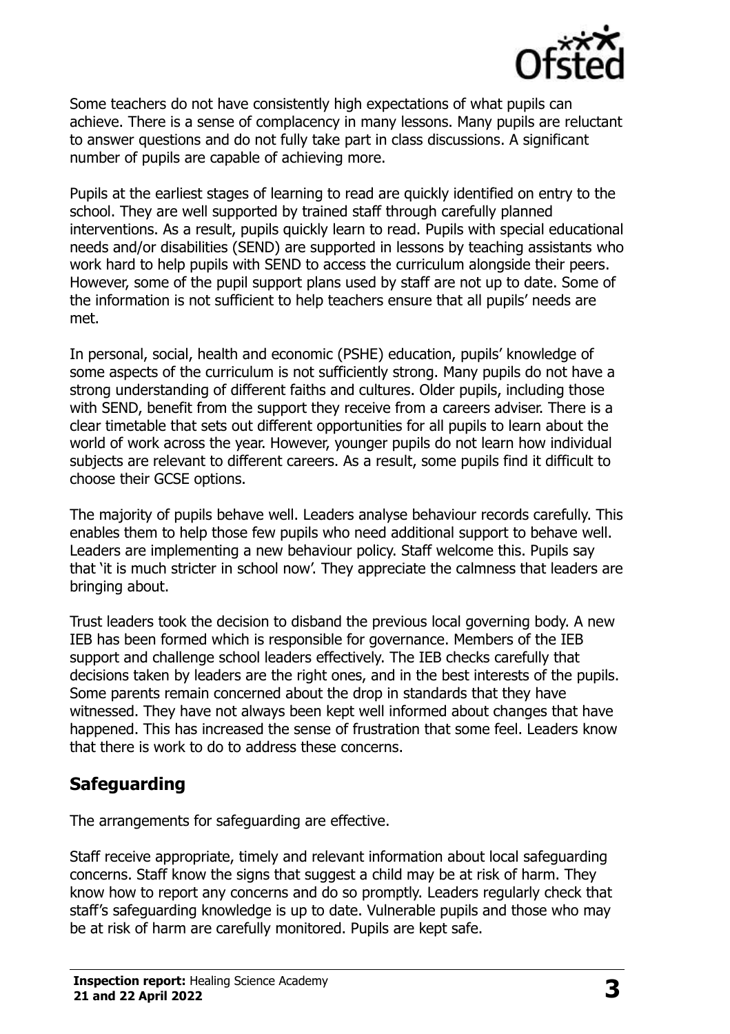Some teachers do not have consistently high expectations of what pupils can achieve. There is a sense of complacency in many lessons. Many pupils are reluctant to answer questions and do not fully take part in class discussions. A significant number of pupils are capable of achieving more.

Pupils at the earliest stages of learning to read are quickly identified on entry to the school. They are well supported by trained staff through carefully planned interventions. As a result, pupils quickly learn to read. Pupils with special educational needs and/or disabilities (SEND) are supported in lessons by teaching assistants who work hard to help pupils with SEND to access the curriculum alongside their peers. However, some of the pupil support plans used by staff are not up to date. Some of the information is not sufficient to help teachers ensure that all pupils' needs are met.

In personal, social, health and economic (PSHE) education, pupils' knowledge of some aspects of the curriculum is not sufficiently strong. Many pupils do not have a strong understanding of different faiths and cultures. Older pupils, including those with SEND, benefit from the support they receive from a careers adviser. There is a clear timetable that sets out different opportunities for all pupils to learn about the world of work across the year. However, younger pupils do not learn how individual subjects are relevant to different careers. As a result, some pupils find it difficult to choose their GCSE options.

The majority of pupils behave well. Leaders analyse behaviour records carefully. This enables them to help those few pupils who need additional support to behave well. Leaders are implementing a new behaviour policy. Staff welcome this. Pupils say that 'it is much stricter in school now'. They appreciate the calmness that leaders are bringing about.

Trust leaders took the decision to disband the previous local governing body. A new IEB has been formed which is responsible for governance. Members of the IEB support and challenge school leaders effectively. The IEB checks carefully that decisions taken by leaders are the right ones, and in the best interests of the pupils. Some parents remain concerned about the drop in standards that they have witnessed. They have not always been kept well informed about changes that have happened. This has increased the sense of frustration that some feel. Leaders know that there is work to do to address these concerns.

## Safeguarding

The arrangements for safeguarding are effective.

Staff receive appropriate, timely and relevant information about local safeguarding concerns. Staff know the signs that suggest a child may be at risk of harm. They know how to report any concerns and do so promptly. Leaders regularly check that staff's safeguarding knowledge is up to date. Vulnerable pupils and those who may be at risk of harm are carefully monitored. Pupils are kept safe.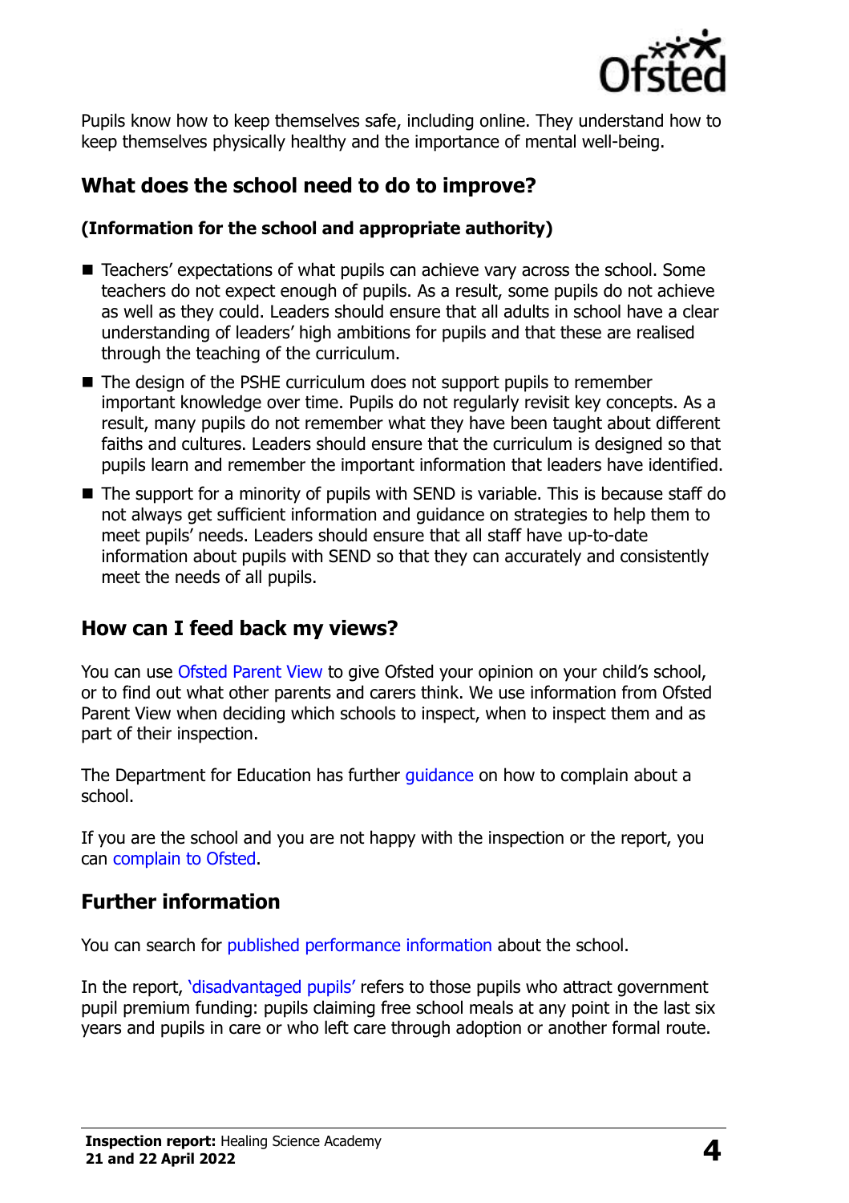Pupils know how to keep themselves safe, including online. They understand how to keep themselves physically healthy and the importance of mental well-being.

## What does the school need to do to improve?

**(Information for the school and appropriate authority)**

- Teachers' expectations of what pupils can achieve vary across the school. Some teachers do not expect enough of pupils. As a result, some pupils do not achieve as well as they could. Leaders should ensure that all adults in school have a clear understanding of leaders' high ambitions for pupils and that these are realised through the teaching of the curriculum.
- The design of the PSHE curriculum does not support pupils to remember important knowledge over time. Pupils do not regularly revisit key concepts. As a result, many pupils do not remember what they have been taught about different faiths and cultures. Leaders should ensure that the curriculum is designed so that pupils learn and remember the important information that leaders have identified.
- The support for a minority of pupils with SEND is variable. This is because staff do not always get sufficient information and guidance on strategies to help them to meet pupils' needs. Leaders should ensure that all staff have up-to-date information about pupils with SEND so that they can accurately and consistently meet the needs of all pupils.

## How can I feed back my views?

You can use Ofsted Parent View to give Ofsted your opinion on your child's school, or to find out what other parents and carers think. We use information from Ofsted Parent View when deciding which schools to inspect, when to inspect them and as part of their inspection.

The Department for Education has further guidance on how to complain about a school.

If you are the school and you are not happy with the inspection or the report, you can complain to Ofsted.

## Further information

You can search for published performance information about the school.

In the report, 'disadvantaged pupils' refers to those pupils who attract government pupil premium funding: pupils claiming free school meals at any point in the last six years and pupils in care or who left care through adoption or another formal route.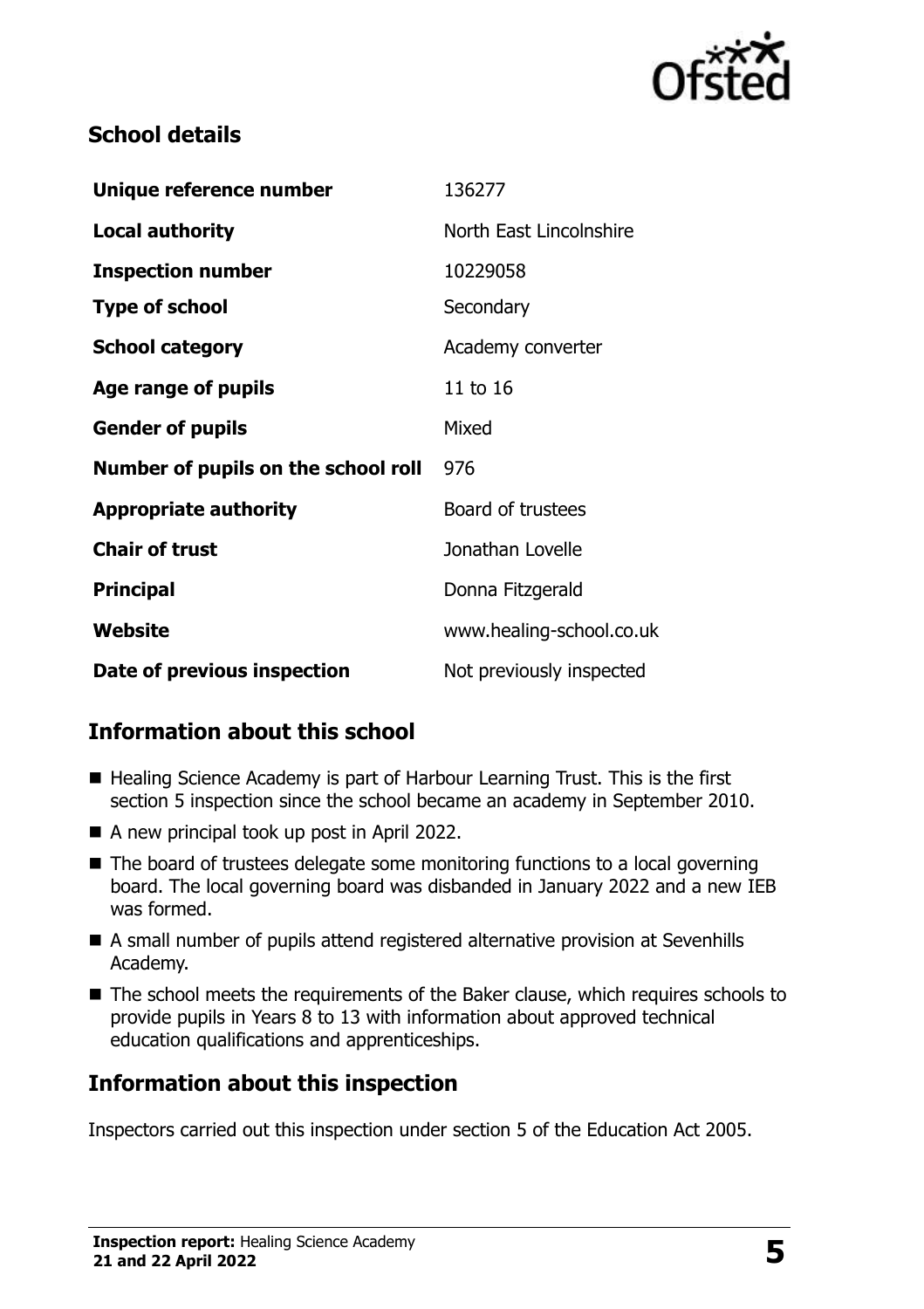## School details

| | |
|---|---|
| **Unique reference number** | 136277 |
| **Local authority** | North East Lincolnshire |
| **Inspection number** | 10229058 |
| **Type of school** | Secondary |
| **School category** | Academy converter |
| **Age range of pupils** | 11 to 16 |
| **Gender of pupils** | Mixed |
| **Number of pupils on the school roll** | 976 |
| **Appropriate authority** | Board of trustees |
| **Chair of trust** | Jonathan Lovelle |
| **Principal** | Donna Fitzgerald |
| **Website** | www.healing-school.co.uk |
| **Date of previous inspection** | Not previously inspected |

## Information about this school

- Healing Science Academy is part of Harbour Learning Trust. This is the first section 5 inspection since the school became an academy in September 2010.
- A new principal took up post in April 2022.
- The board of trustees delegate some monitoring functions to a local governing board. The local governing board was disbanded in January 2022 and a new IEB was formed.
- A small number of pupils attend registered alternative provision at Sevenhills Academy.
- The school meets the requirements of the Baker clause, which requires schools to provide pupils in Years 8 to 13 with information about approved technical education qualifications and apprenticeships.

## Information about this inspection

Inspectors carried out this inspection under section 5 of the Education Act 2005.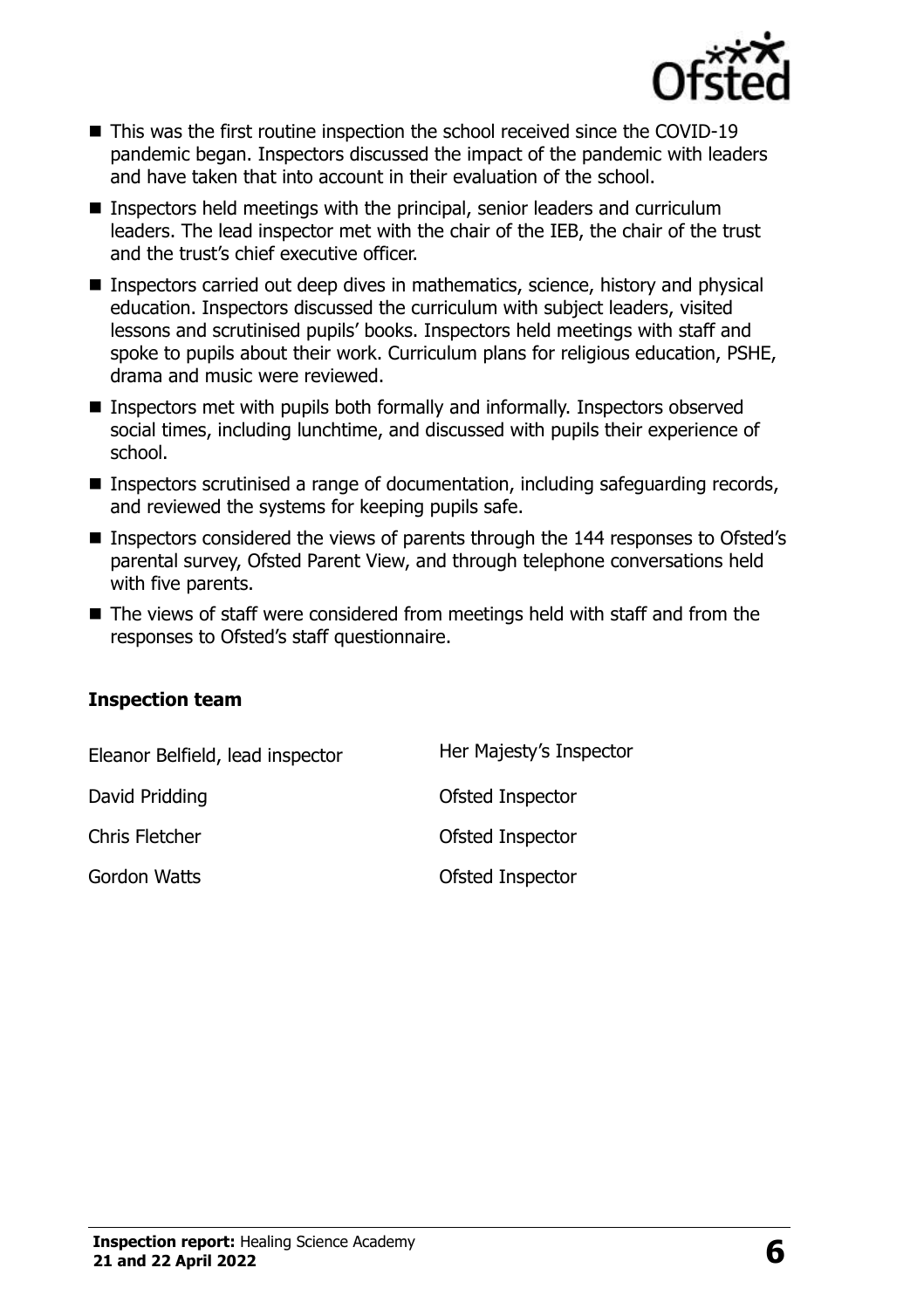- This was the first routine inspection the school received since the COVID-19 pandemic began. Inspectors discussed the impact of the pandemic with leaders and have taken that into account in their evaluation of the school.
- Inspectors held meetings with the principal, senior leaders and curriculum leaders. The lead inspector met with the chair of the IEB, the chair of the trust and the trust's chief executive officer.
- Inspectors carried out deep dives in mathematics, science, history and physical education. Inspectors discussed the curriculum with subject leaders, visited lessons and scrutinised pupils' books. Inspectors held meetings with staff and spoke to pupils about their work. Curriculum plans for religious education, PSHE, drama and music were reviewed.
- Inspectors met with pupils both formally and informally. Inspectors observed social times, including lunchtime, and discussed with pupils their experience of school.
- Inspectors scrutinised a range of documentation, including safeguarding records, and reviewed the systems for keeping pupils safe.
- Inspectors considered the views of parents through the 144 responses to Ofsted's parental survey, Ofsted Parent View, and through telephone conversations held with five parents.
- The views of staff were considered from meetings held with staff and from the responses to Ofsted's staff questionnaire.

### Inspection team

| | |
|---|---|
| Eleanor Belfield, lead inspector | Her Majesty's Inspector |
| David Pridding | Ofsted Inspector |
| Chris Fletcher | Ofsted Inspector |
| Gordon Watts | Ofsted Inspector |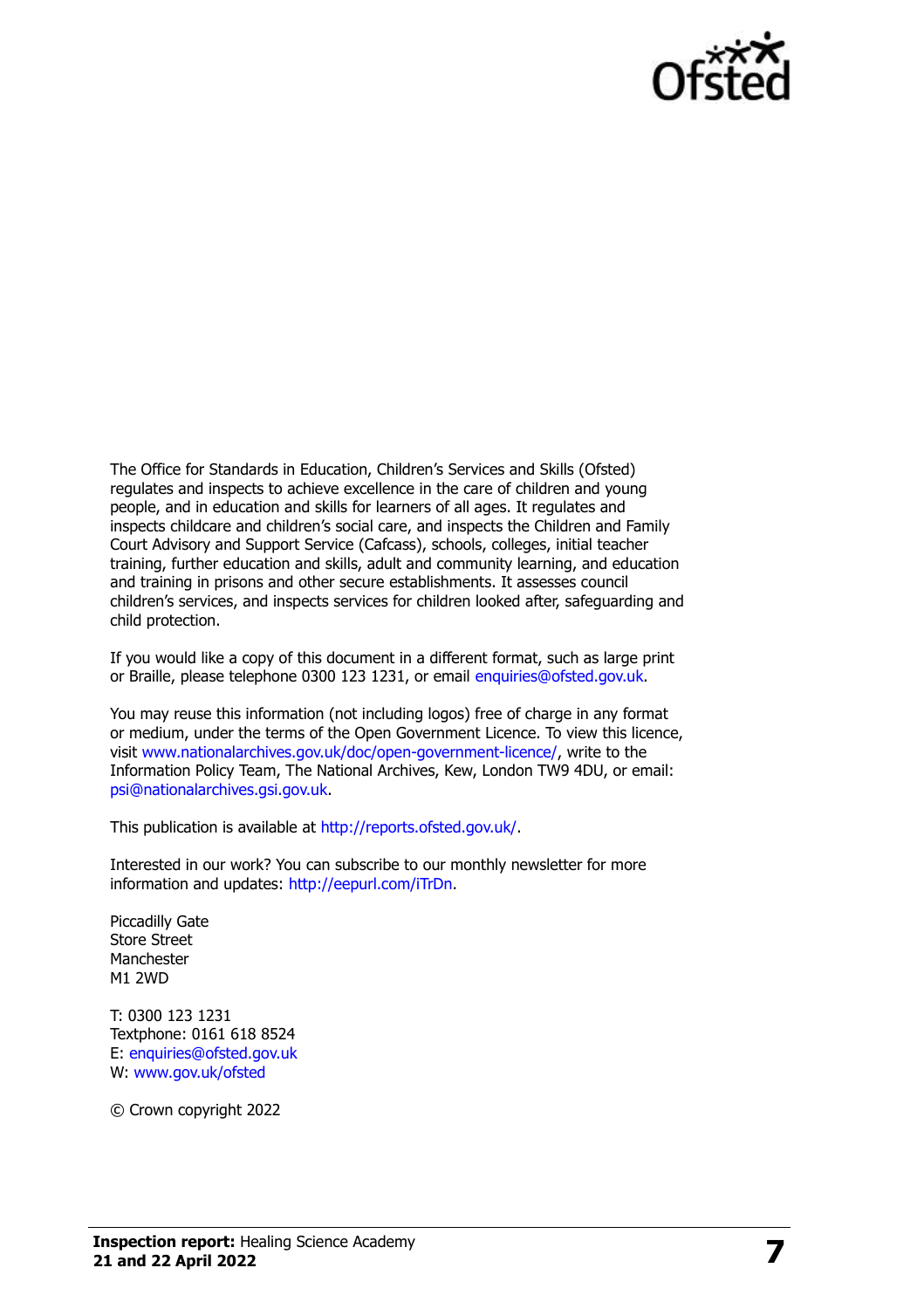The Office for Standards in Education, Children's Services and Skills (Ofsted) regulates and inspects to achieve excellence in the care of children and young people, and in education and skills for learners of all ages. It regulates and inspects childcare and children's social care, and inspects the Children and Family Court Advisory and Support Service (Cafcass), schools, colleges, initial teacher training, further education and skills, adult and community learning, and education and training in prisons and other secure establishments. It assesses council children's services, and inspects services for children looked after, safeguarding and child protection.

If you would like a copy of this document in a different format, such as large print or Braille, please telephone 0300 123 1231, or email enquiries@ofsted.gov.uk.

You may reuse this information (not including logos) free of charge in any format or medium, under the terms of the Open Government Licence. To view this licence, visit www.nationalarchives.gov.uk/doc/open-government-licence/, write to the Information Policy Team, The National Archives, Kew, London TW9 4DU, or email: psi@nationalarchives.gsi.gov.uk.

This publication is available at http://reports.ofsted.gov.uk/.

Interested in our work? You can subscribe to our monthly newsletter for more information and updates: http://eepurl.com/iTrDn.

Piccadilly Gate
Store Street
Manchester
M1 2WD

T: 0300 123 1231
Textphone: 0161 618 8524
E: enquiries@ofsted.gov.uk
W: www.gov.uk/ofsted

© Crown copyright 2022